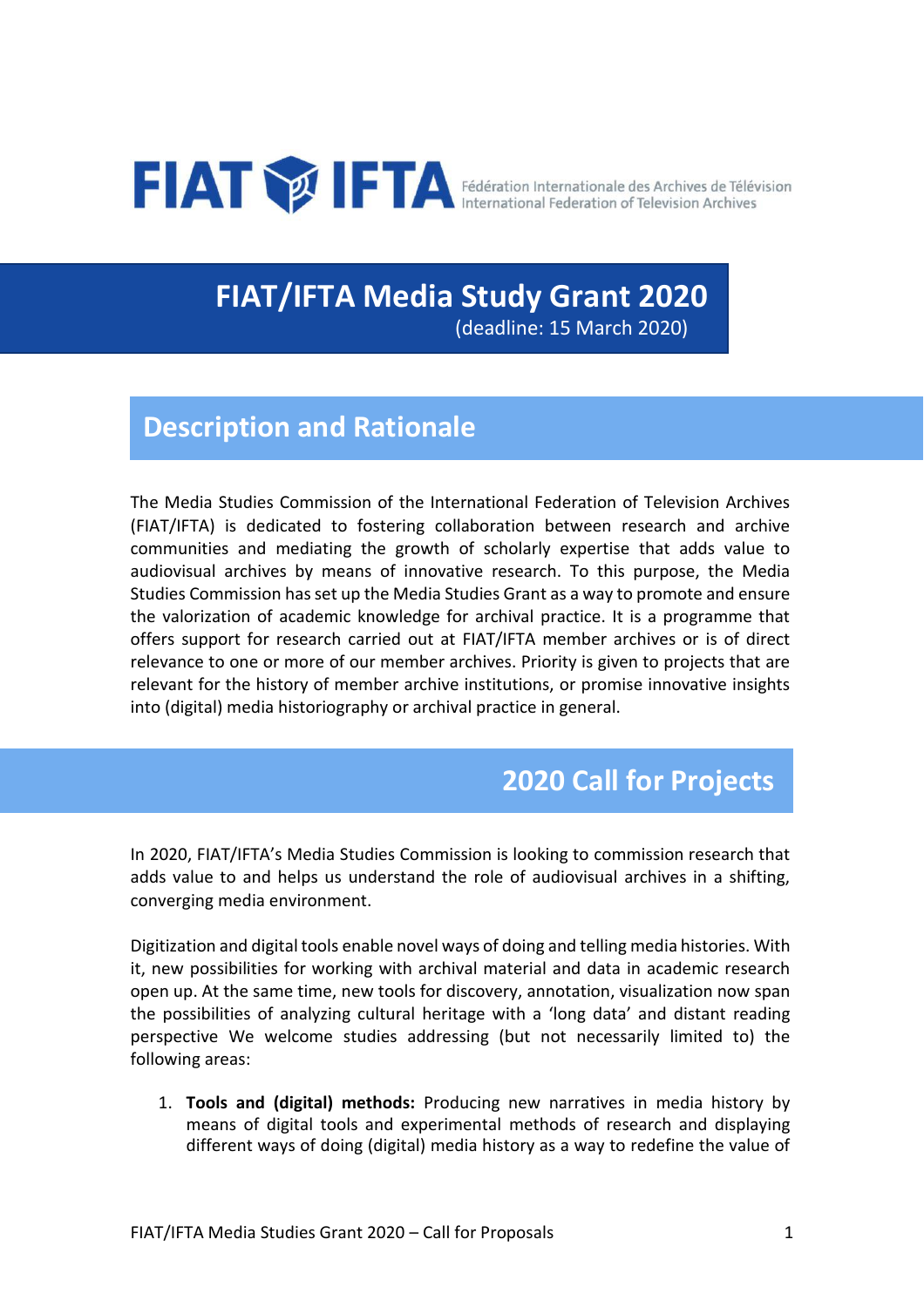FIAT IFTA Fédération Internationale des Archives de Télévision International Federation of Television Archives

# FIAT/IFTA Media Study Grant 2020

(deadline: 15 March 2020)

## Description and Rationale

The Media Studies Commission of the International Federation of Television Archives (FIAT/IFTA) is dedicated to fostering collaboration between research and archive communities and mediating the growth of scholarly expertise that adds value to audiovisual archives by means of innovative research. To this purpose, the Media Studies Commission has set up the Media Studies Grant as a way to promote and ensure the valorization of academic knowledge for archival practice. It is a programme that offers support for research carried out at FIAT/IFTA member archives or is of direct relevance to one or more of our member archives. Priority is given to projects that are relevant for the history of member archive institutions, or promise innovative insights into (digital) media historiography or archival practice in general.

## 2020 Call for Projects

In 2020, FIAT/IFTA's Media Studies Commission is looking to commission research that adds value to and helps us understand the role of audiovisual archives in a shifting, converging media environment.

Digitization and digital tools enable novel ways of doing and telling media histories. With it, new possibilities for working with archival material and data in academic research open up. At the same time, new tools for discovery, annotation, visualization now span the possibilities of analyzing cultural heritage with a 'long data' and distant reading perspective We welcome studies addressing (but not necessarily limited to) the following areas:

1. **Tools and (digital) methods:** Producing new narratives in media history by means of digital tools and experimental methods of research and displaying different ways of doing (digital) media history as a way to redefine the value of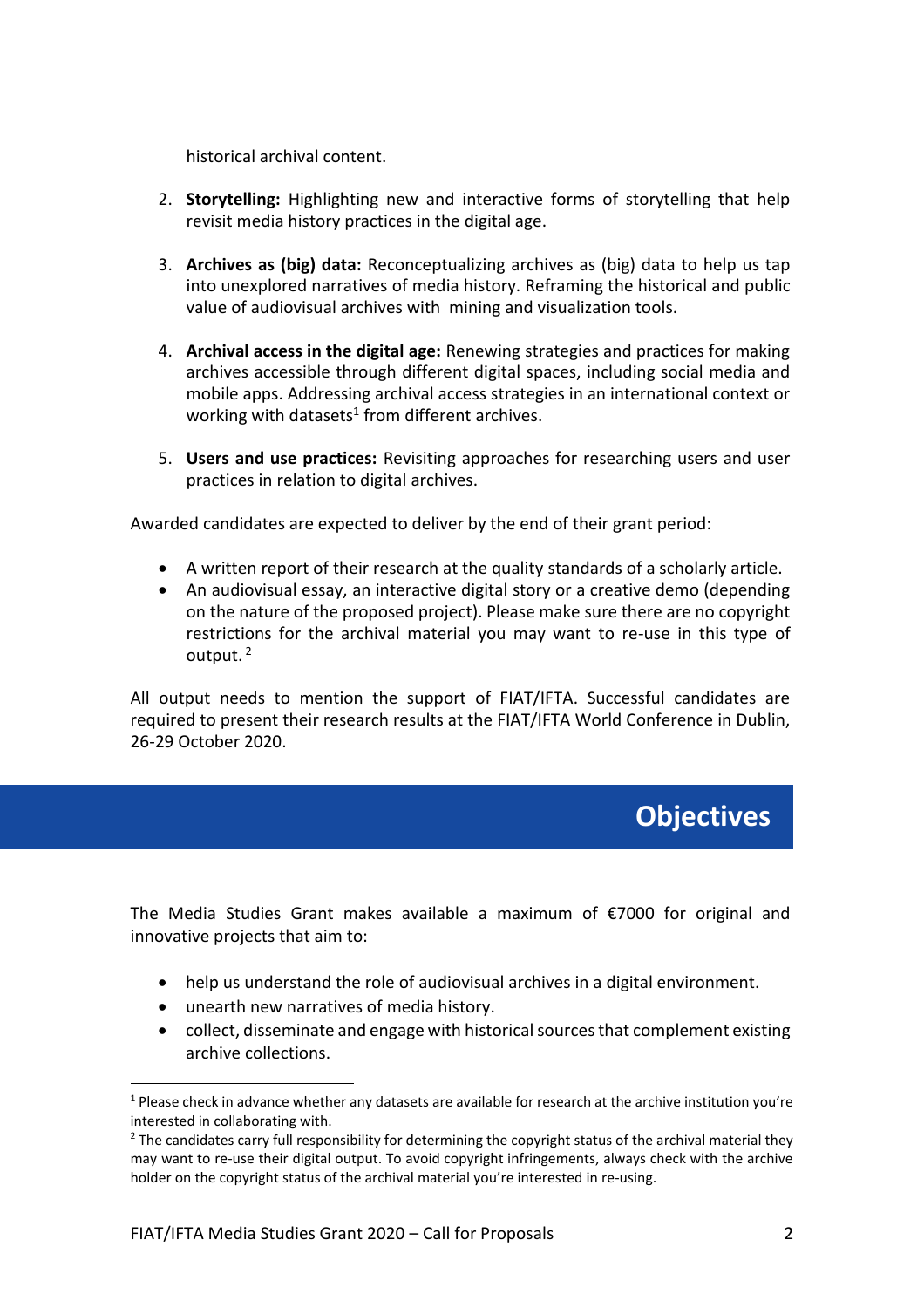historical archival content.

2. **Storytelling:** Highlighting new and interactive forms of storytelling that help revisit media history practices in the digital age.

3. **Archives as (big) data:** Reconceptualizing archives as (big) data to help us tap into unexplored narratives of media history. Reframing the historical and public value of audiovisual archives with mining and visualization tools.

4. **Archival access in the digital age:** Renewing strategies and practices for making archives accessible through different digital spaces, including social media and mobile apps. Addressing archival access strategies in an international context or working with datasets[1] from different archives.

5. **Users and use practices:** Revisiting approaches for researching users and user practices in relation to digital archives.

Awarded candidates are expected to deliver by the end of their grant period:

- A written report of their research at the quality standards of a scholarly article.
- An audiovisual essay, an interactive digital story or a creative demo (depending on the nature of the proposed project). Please make sure there are no copyright restrictions for the archival material you may want to re-use in this type of output.[2]

All output needs to mention the support of FIAT/IFTA. Successful candidates are required to present their research results at the FIAT/IFTA World Conference in Dublin, 26-29 October 2020.

## Objectives

The Media Studies Grant makes available a maximum of €7000 for original and innovative projects that aim to:

- help us understand the role of audiovisual archives in a digital environment.
- unearth new narratives of media history.
- collect, disseminate and engage with historical sources that complement existing archive collections.

[1] Please check in advance whether any datasets are available for research at the archive institution you're interested in collaborating with.

[2] The candidates carry full responsibility for determining the copyright status of the archival material they may want to re-use their digital output. To avoid copyright infringements, always check with the archive holder on the copyright status of the archival material you're interested in re-using.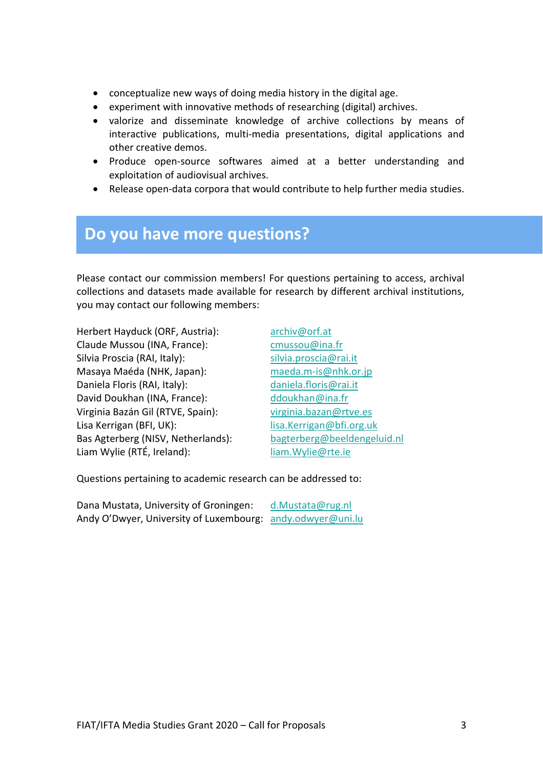- conceptualize new ways of doing media history in the digital age.
- experiment with innovative methods of researching (digital) archives.
- valorize and disseminate knowledge of archive collections by means of interactive publications, multi-media presentations, digital applications and other creative demos.
- Produce open-source softwares aimed at a better understanding and exploitation of audiovisual archives.
- Release open-data corpora that would contribute to help further media studies.

## Do you have more questions?

Please contact our commission members! For questions pertaining to access, archival collections and datasets made available for research by different archival institutions, you may contact our following members:

Herbert Hayduck (ORF, Austria): archiv@orf.at
Claude Mussou (INA, France): cmussou@ina.fr
Silvia Proscia (RAI, Italy): silvia.proscia@rai.it
Masaya Maéda (NHK, Japan): maeda.m-is@nhk.or.jp
Daniela Floris (RAI, Italy): daniela.floris@rai.it
David Doukhan (INA, France): ddoukhan@ina.fr
Virginia Bazán Gil (RTVE, Spain): virginia.bazan@rtve.es
Lisa Kerrigan (BFI, UK): lisa.Kerrigan@bfi.org.uk
Bas Agterberg (NISV, Netherlands): bagterberg@beeldengeluid.nl
Liam Wylie (RTÉ, Ireland): liam.Wylie@rte.ie

Questions pertaining to academic research can be addressed to:

Dana Mustata, University of Groningen: d.Mustata@rug.nl
Andy O'Dwyer, University of Luxembourg: andy.odwyer@uni.lu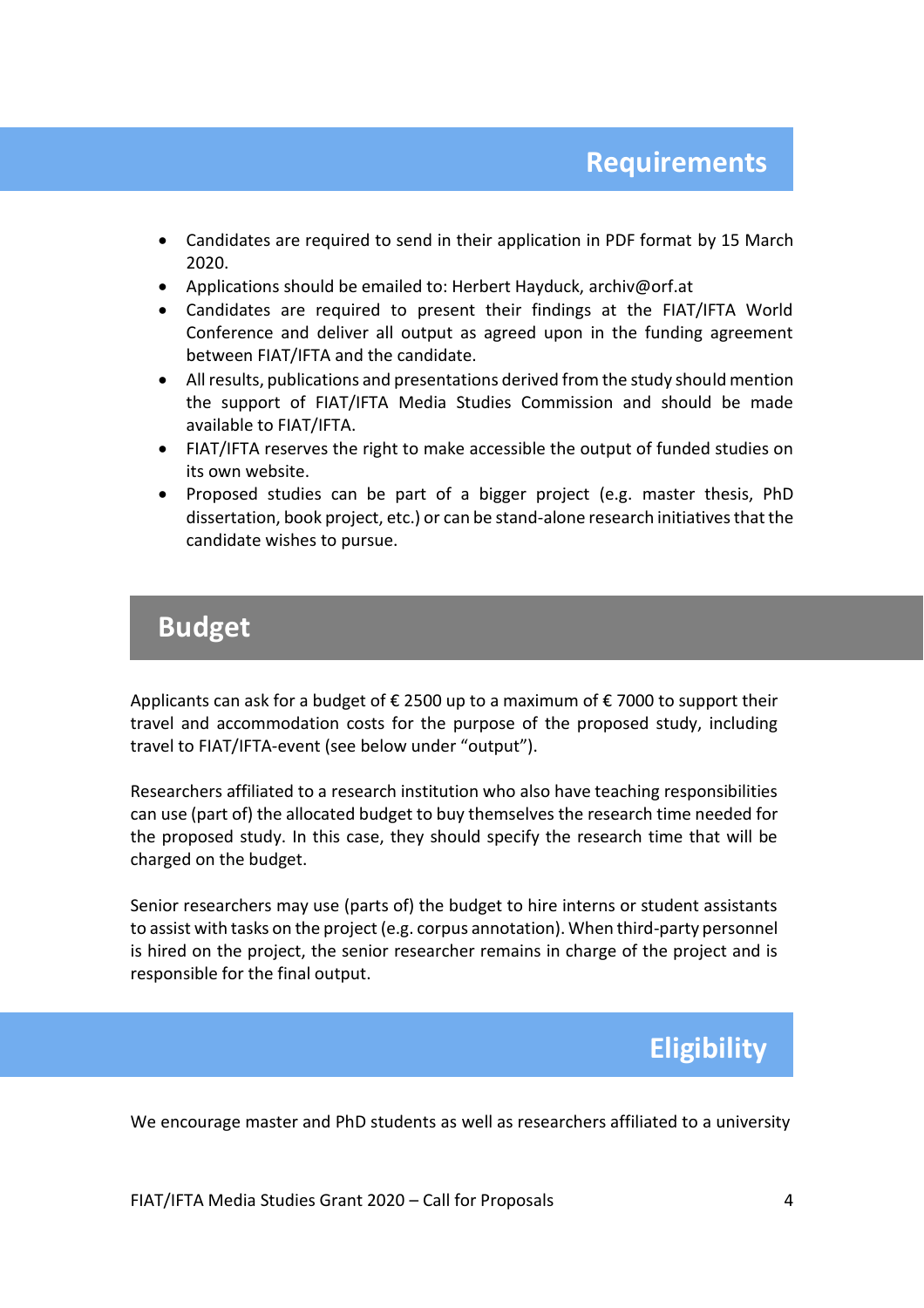## Requirements

- Candidates are required to send in their application in PDF format by 15 March 2020.
- Applications should be emailed to: Herbert Hayduck, archiv@orf.at
- Candidates are required to present their findings at the FIAT/IFTA World Conference and deliver all output as agreed upon in the funding agreement between FIAT/IFTA and the candidate.
- All results, publications and presentations derived from the study should mention the support of FIAT/IFTA Media Studies Commission and should be made available to FIAT/IFTA.
- FIAT/IFTA reserves the right to make accessible the output of funded studies on its own website.
- Proposed studies can be part of a bigger project (e.g. master thesis, PhD dissertation, book project, etc.) or can be stand-alone research initiatives that the candidate wishes to pursue.

## Budget

Applicants can ask for a budget of € 2500 up to a maximum of € 7000 to support their travel and accommodation costs for the purpose of the proposed study, including travel to FIAT/IFTA-event (see below under "output").

Researchers affiliated to a research institution who also have teaching responsibilities can use (part of) the allocated budget to buy themselves the research time needed for the proposed study. In this case, they should specify the research time that will be charged on the budget.

Senior researchers may use (parts of) the budget to hire interns or student assistants to assist with tasks on the project (e.g. corpus annotation). When third-party personnel is hired on the project, the senior researcher remains in charge of the project and is responsible for the final output.

## Eligibility

We encourage master and PhD students as well as researchers affiliated to a university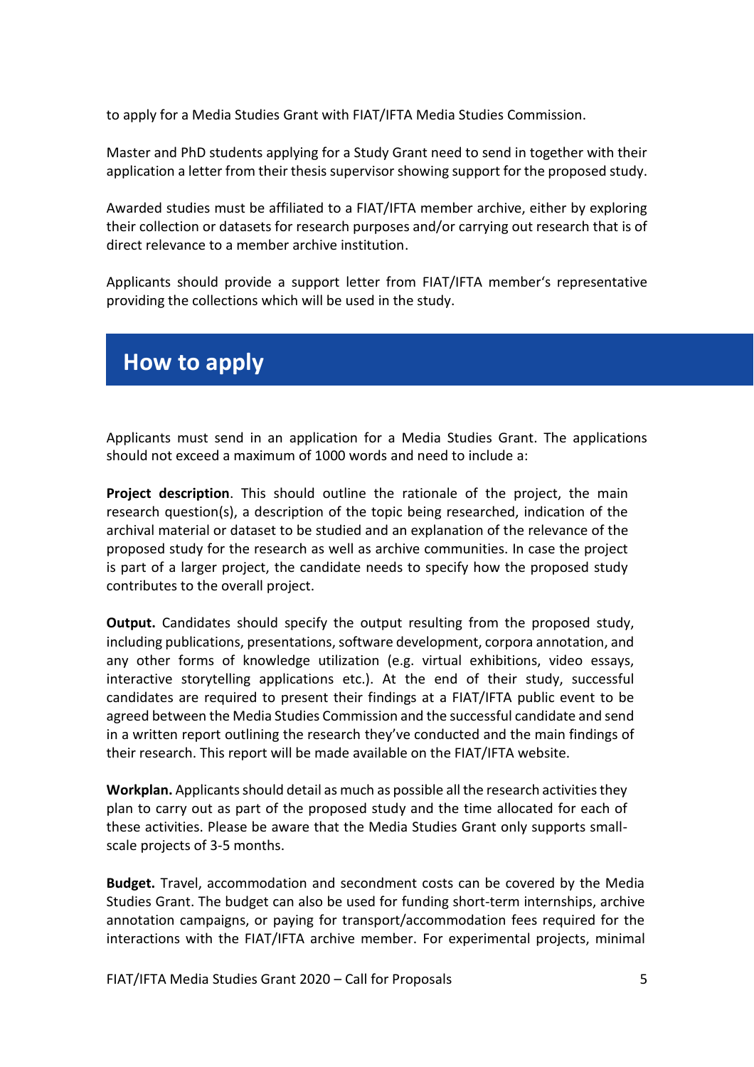to apply for a Media Studies Grant with FIAT/IFTA Media Studies Commission.

Master and PhD students applying for a Study Grant need to send in together with their application a letter from their thesis supervisor showing support for the proposed study.

Awarded studies must be affiliated to a FIAT/IFTA member archive, either by exploring their collection or datasets for research purposes and/or carrying out research that is of direct relevance to a member archive institution.

Applicants should provide a support letter from FIAT/IFTA member's representative providing the collections which will be used in the study.

## How to apply

Applicants must send in an application for a Media Studies Grant. The applications should not exceed a maximum of 1000 words and need to include a:

**Project description**. This should outline the rationale of the project, the main research question(s), a description of the topic being researched, indication of the archival material or dataset to be studied and an explanation of the relevance of the proposed study for the research as well as archive communities. In case the project is part of a larger project, the candidate needs to specify how the proposed study contributes to the overall project.

**Output.** Candidates should specify the output resulting from the proposed study, including publications, presentations, software development, corpora annotation, and any other forms of knowledge utilization (e.g. virtual exhibitions, video essays, interactive storytelling applications etc.). At the end of their study, successful candidates are required to present their findings at a FIAT/IFTA public event to be agreed between the Media Studies Commission and the successful candidate and send in a written report outlining the research they've conducted and the main findings of their research. This report will be made available on the FIAT/IFTA website.

**Workplan.** Applicants should detail as much as possible all the research activities they plan to carry out as part of the proposed study and the time allocated for each of these activities. Please be aware that the Media Studies Grant only supports small-scale projects of 3-5 months.

**Budget.** Travel, accommodation and secondment costs can be covered by the Media Studies Grant. The budget can also be used for funding short-term internships, archive annotation campaigns, or paying for transport/accommodation fees required for the interactions with the FIAT/IFTA archive member. For experimental projects, minimal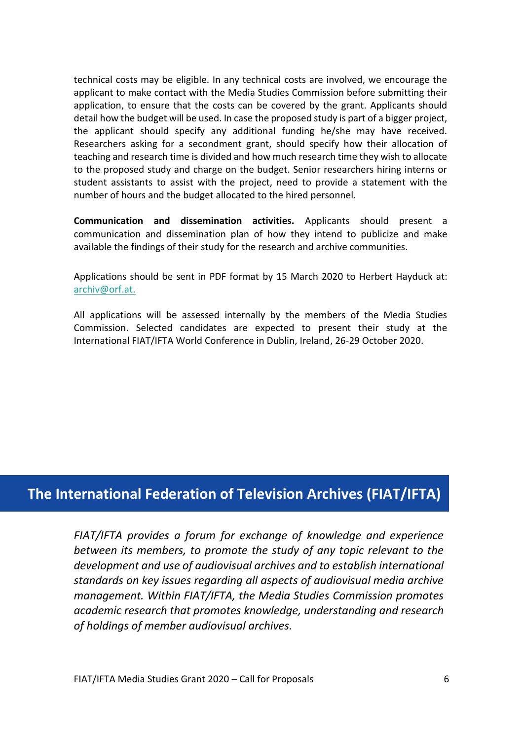technical costs may be eligible. In any technical costs are involved, we encourage the applicant to make contact with the Media Studies Commission before submitting their application, to ensure that the costs can be covered by the grant. Applicants should detail how the budget will be used. In case the proposed study is part of a bigger project, the applicant should specify any additional funding he/she may have received. Researchers asking for a secondment grant, should specify how their allocation of teaching and research time is divided and how much research time they wish to allocate to the proposed study and charge on the budget. Senior researchers hiring interns or student assistants to assist with the project, need to provide a statement with the number of hours and the budget allocated to the hired personnel.

**Communication and dissemination activities.** Applicants should present a communication and dissemination plan of how they intend to publicize and make available the findings of their study for the research and archive communities.

Applications should be sent in PDF format by 15 March 2020 to Herbert Hayduck at: archiv@orf.at.

All applications will be assessed internally by the members of the Media Studies Commission. Selected candidates are expected to present their study at the International FIAT/IFTA World Conference in Dublin, Ireland, 26-29 October 2020.

## The International Federation of Television Archives (FIAT/IFTA)

*FIAT/IFTA provides a forum for exchange of knowledge and experience between its members, to promote the study of any topic relevant to the development and use of audiovisual archives and to establish international standards on key issues regarding all aspects of audiovisual media archive management. Within FIAT/IFTA, the Media Studies Commission promotes academic research that promotes knowledge, understanding and research of holdings of member audiovisual archives.*